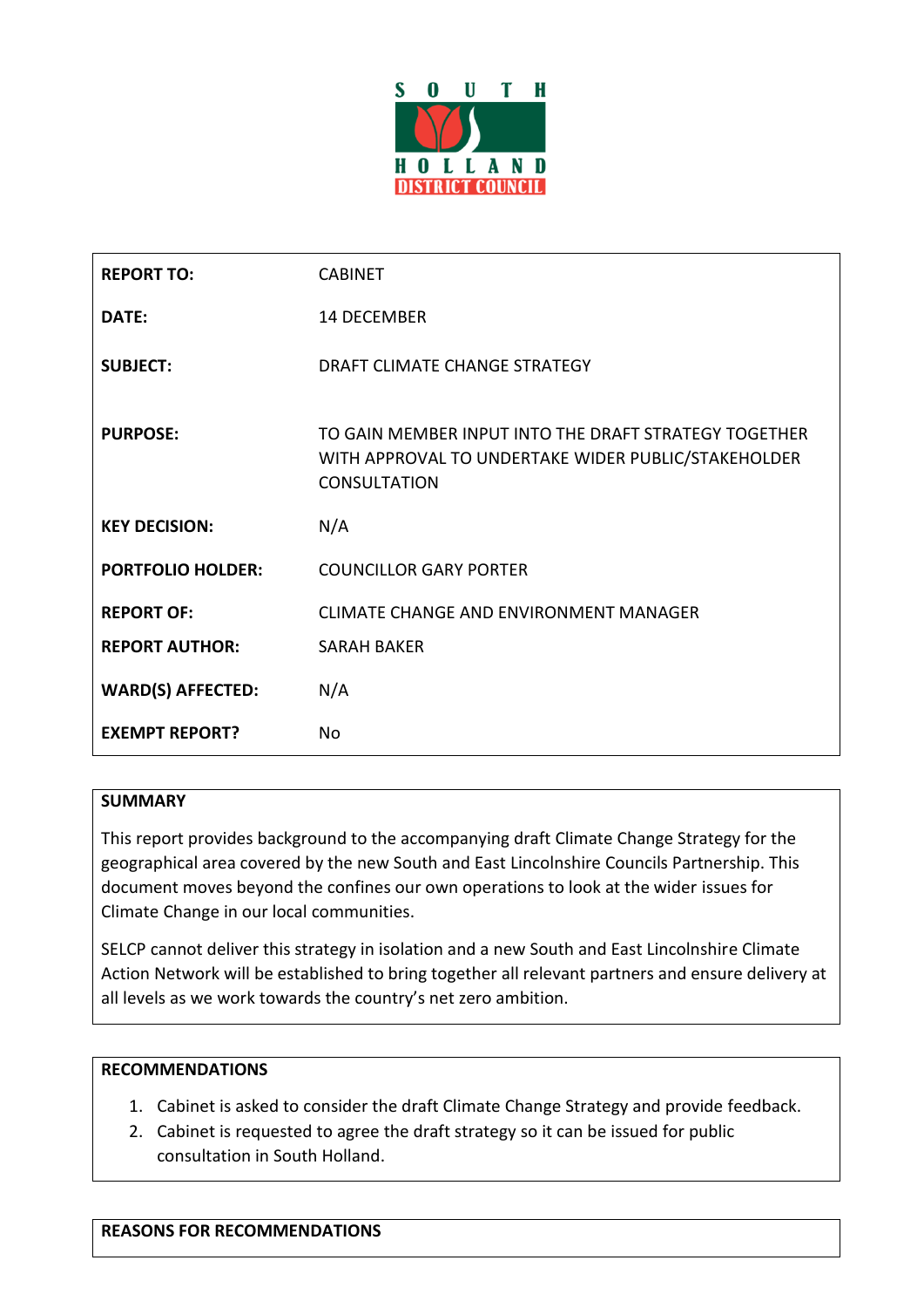SOUTH HOLLAND DISTRICT COUNCIL

| | |
|---|---|
| **REPORT TO:** | CABINET |
| **DATE:** | 14 DECEMBER |
| **SUBJECT:** | DRAFT CLIMATE CHANGE STRATEGY |
| **PURPOSE:** | TO GAIN MEMBER INPUT INTO THE DRAFT STRATEGY TOGETHER WITH APPROVAL TO UNDERTAKE WIDER PUBLIC/STAKEHOLDER CONSULTATION |
| **KEY DECISION:** | N/A |
| **PORTFOLIO HOLDER:** | COUNCILLOR GARY PORTER |
| **REPORT OF:** | CLIMATE CHANGE AND ENVIRONMENT MANAGER |
| **REPORT AUTHOR:** | SARAH BAKER |
| **WARD(S) AFFECTED:** | N/A |
| **EXEMPT REPORT?** | No |

## SUMMARY

This report provides background to the accompanying draft Climate Change Strategy for the geographical area covered by the new South and East Lincolnshire Councils Partnership. This document moves beyond the confines our own operations to look at the wider issues for Climate Change in our local communities.

SELCP cannot deliver this strategy in isolation and a new South and East Lincolnshire Climate Action Network will be established to bring together all relevant partners and ensure delivery at all levels as we work towards the country's net zero ambition.

## RECOMMENDATIONS

1. Cabinet is asked to consider the draft Climate Change Strategy and provide feedback.
2. Cabinet is requested to agree the draft strategy so it can be issued for public consultation in South Holland.

## REASONS FOR RECOMMENDATIONS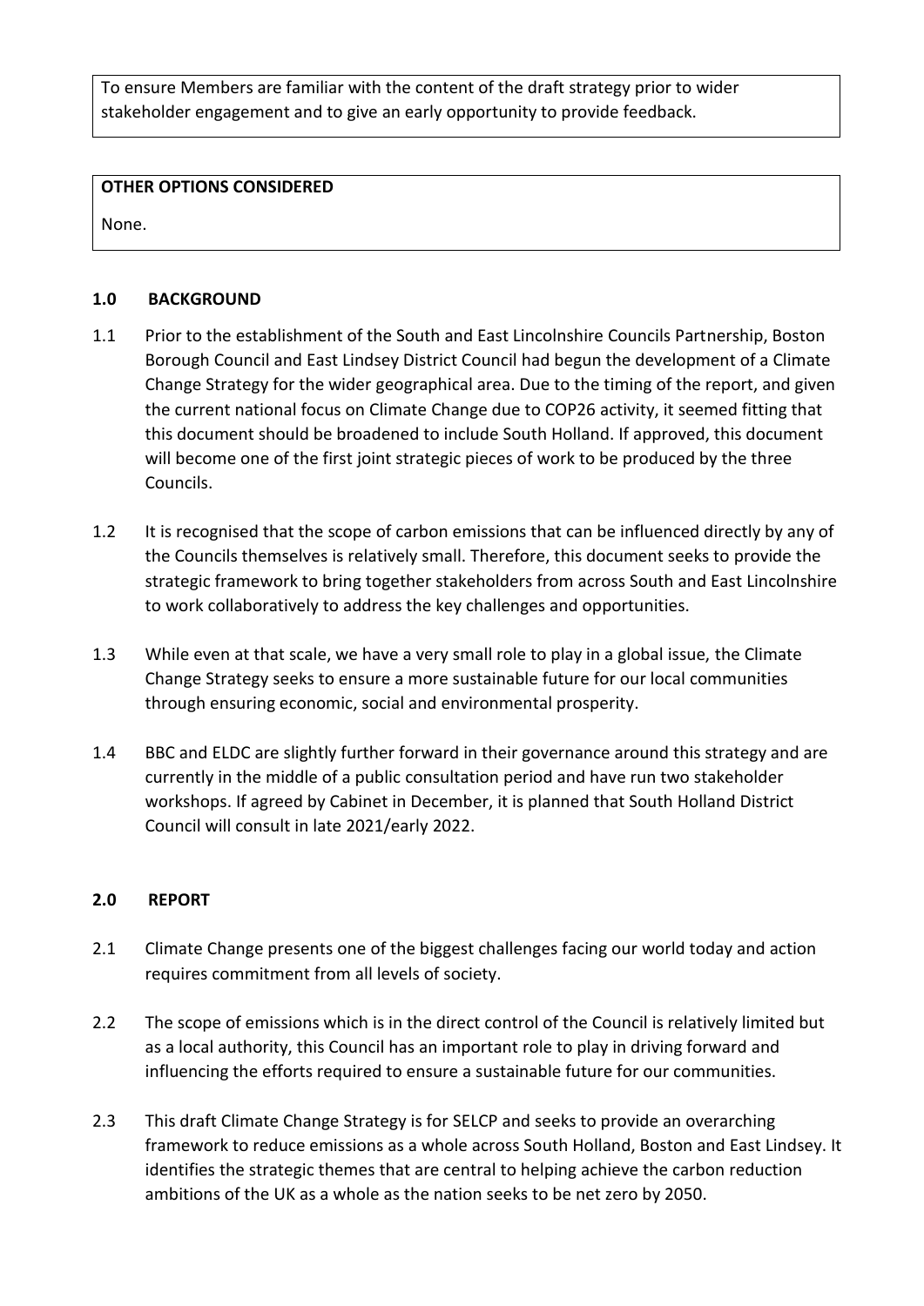To ensure Members are familiar with the content of the draft strategy prior to wider stakeholder engagement and to give an early opportunity to provide feedback.

**OTHER OPTIONS CONSIDERED**

None.

## 1.0 BACKGROUND

1.1 Prior to the establishment of the South and East Lincolnshire Councils Partnership, Boston Borough Council and East Lindsey District Council had begun the development of a Climate Change Strategy for the wider geographical area. Due to the timing of the report, and given the current national focus on Climate Change due to COP26 activity, it seemed fitting that this document should be broadened to include South Holland. If approved, this document will become one of the first joint strategic pieces of work to be produced by the three Councils.

1.2 It is recognised that the scope of carbon emissions that can be influenced directly by any of the Councils themselves is relatively small. Therefore, this document seeks to provide the strategic framework to bring together stakeholders from across South and East Lincolnshire to work collaboratively to address the key challenges and opportunities.

1.3 While even at that scale, we have a very small role to play in a global issue, the Climate Change Strategy seeks to ensure a more sustainable future for our local communities through ensuring economic, social and environmental prosperity.

1.4 BBC and ELDC are slightly further forward in their governance around this strategy and are currently in the middle of a public consultation period and have run two stakeholder workshops. If agreed by Cabinet in December, it is planned that South Holland District Council will consult in late 2021/early 2022.

## 2.0 REPORT

2.1 Climate Change presents one of the biggest challenges facing our world today and action requires commitment from all levels of society.

2.2 The scope of emissions which is in the direct control of the Council is relatively limited but as a local authority, this Council has an important role to play in driving forward and influencing the efforts required to ensure a sustainable future for our communities.

2.3 This draft Climate Change Strategy is for SELCP and seeks to provide an overarching framework to reduce emissions as a whole across South Holland, Boston and East Lindsey. It identifies the strategic themes that are central to helping achieve the carbon reduction ambitions of the UK as a whole as the nation seeks to be net zero by 2050.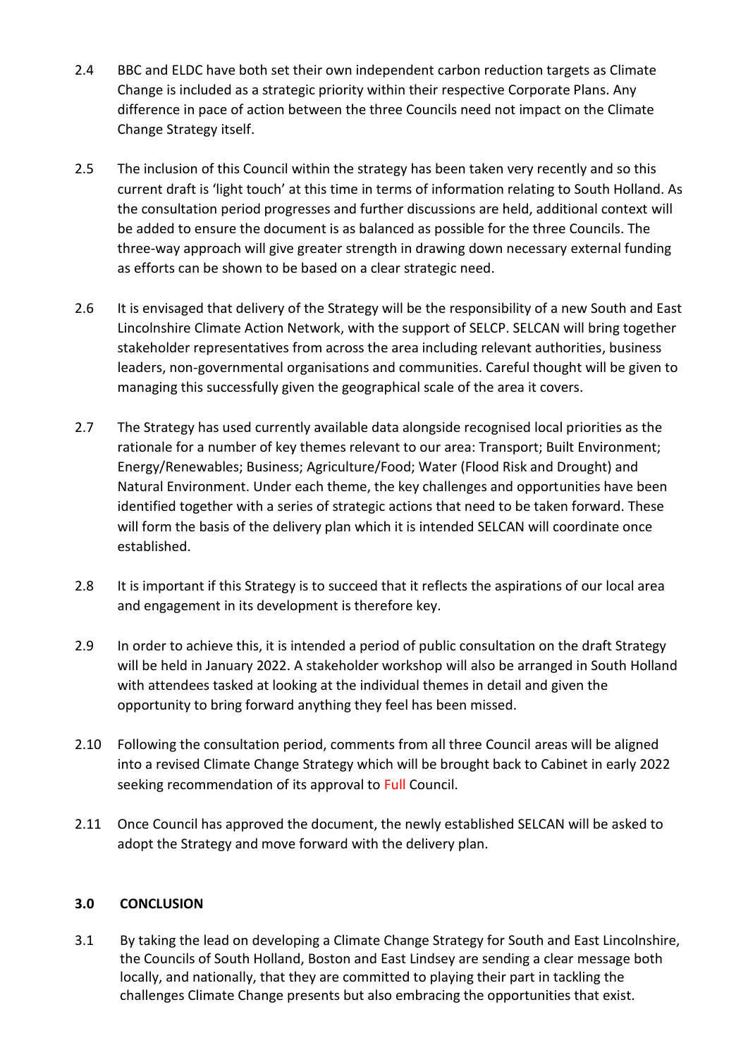2.4 BBC and ELDC have both set their own independent carbon reduction targets as Climate Change is included as a strategic priority within their respective Corporate Plans. Any difference in pace of action between the three Councils need not impact on the Climate Change Strategy itself.

2.5 The inclusion of this Council within the strategy has been taken very recently and so this current draft is 'light touch' at this time in terms of information relating to South Holland. As the consultation period progresses and further discussions are held, additional context will be added to ensure the document is as balanced as possible for the three Councils. The three-way approach will give greater strength in drawing down necessary external funding as efforts can be shown to be based on a clear strategic need.

2.6 It is envisaged that delivery of the Strategy will be the responsibility of a new South and East Lincolnshire Climate Action Network, with the support of SELCP. SELCAN will bring together stakeholder representatives from across the area including relevant authorities, business leaders, non-governmental organisations and communities. Careful thought will be given to managing this successfully given the geographical scale of the area it covers.

2.7 The Strategy has used currently available data alongside recognised local priorities as the rationale for a number of key themes relevant to our area: Transport; Built Environment; Energy/Renewables; Business; Agriculture/Food; Water (Flood Risk and Drought) and Natural Environment. Under each theme, the key challenges and opportunities have been identified together with a series of strategic actions that need to be taken forward. These will form the basis of the delivery plan which it is intended SELCAN will coordinate once established.

2.8 It is important if this Strategy is to succeed that it reflects the aspirations of our local area and engagement in its development is therefore key.

2.9 In order to achieve this, it is intended a period of public consultation on the draft Strategy will be held in January 2022. A stakeholder workshop will also be arranged in South Holland with attendees tasked at looking at the individual themes in detail and given the opportunity to bring forward anything they feel has been missed.

2.10 Following the consultation period, comments from all three Council areas will be aligned into a revised Climate Change Strategy which will be brought back to Cabinet in early 2022 seeking recommendation of its approval to Full Council.

2.11 Once Council has approved the document, the newly established SELCAN will be asked to adopt the Strategy and move forward with the delivery plan.

## 3.0 CONCLUSION

3.1 By taking the lead on developing a Climate Change Strategy for South and East Lincolnshire, the Councils of South Holland, Boston and East Lindsey are sending a clear message both locally, and nationally, that they are committed to playing their part in tackling the challenges Climate Change presents but also embracing the opportunities that exist.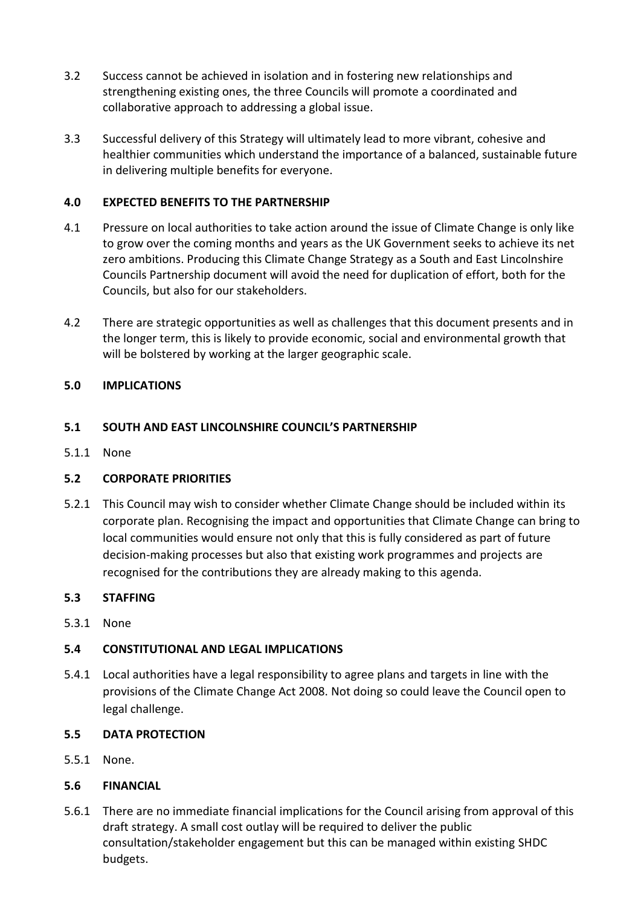3.2 Success cannot be achieved in isolation and in fostering new relationships and strengthening existing ones, the three Councils will promote a coordinated and collaborative approach to addressing a global issue.

3.3 Successful delivery of this Strategy will ultimately lead to more vibrant, cohesive and healthier communities which understand the importance of a balanced, sustainable future in delivering multiple benefits for everyone.

## 4.0 EXPECTED BENEFITS TO THE PARTNERSHIP

4.1 Pressure on local authorities to take action around the issue of Climate Change is only like to grow over the coming months and years as the UK Government seeks to achieve its net zero ambitions. Producing this Climate Change Strategy as a South and East Lincolnshire Councils Partnership document will avoid the need for duplication of effort, both for the Councils, but also for our stakeholders.

4.2 There are strategic opportunities as well as challenges that this document presents and in the longer term, this is likely to provide economic, social and environmental growth that will be bolstered by working at the larger geographic scale.

## 5.0 IMPLICATIONS

### 5.1 SOUTH AND EAST LINCOLNSHIRE COUNCIL'S PARTNERSHIP

5.1.1 None

### 5.2 CORPORATE PRIORITIES

5.2.1 This Council may wish to consider whether Climate Change should be included within its corporate plan. Recognising the impact and opportunities that Climate Change can bring to local communities would ensure not only that this is fully considered as part of future decision-making processes but also that existing work programmes and projects are recognised for the contributions they are already making to this agenda.

### 5.3 STAFFING

5.3.1 None

### 5.4 CONSTITUTIONAL AND LEGAL IMPLICATIONS

5.4.1 Local authorities have a legal responsibility to agree plans and targets in line with the provisions of the Climate Change Act 2008. Not doing so could leave the Council open to legal challenge.

### 5.5 DATA PROTECTION

5.5.1 None.

### 5.6 FINANCIAL

5.6.1 There are no immediate financial implications for the Council arising from approval of this draft strategy. A small cost outlay will be required to deliver the public consultation/stakeholder engagement but this can be managed within existing SHDC budgets.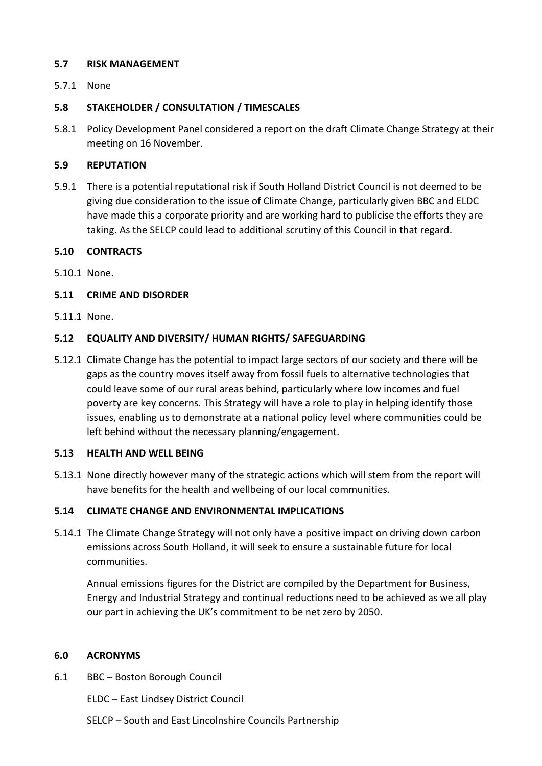### 5.7 RISK MANAGEMENT

5.7.1 None

### 5.8 STAKEHOLDER / CONSULTATION / TIMESCALES

5.8.1 Policy Development Panel considered a report on the draft Climate Change Strategy at their meeting on 16 November.

### 5.9 REPUTATION

5.9.1 There is a potential reputational risk if South Holland District Council is not deemed to be giving due consideration to the issue of Climate Change, particularly given BBC and ELDC have made this a corporate priority and are working hard to publicise the efforts they are taking. As the SELCP could lead to additional scrutiny of this Council in that regard.

### 5.10 CONTRACTS

5.10.1 None.

### 5.11 CRIME AND DISORDER

5.11.1 None.

### 5.12 EQUALITY AND DIVERSITY/ HUMAN RIGHTS/ SAFEGUARDING

5.12.1 Climate Change has the potential to impact large sectors of our society and there will be gaps as the country moves itself away from fossil fuels to alternative technologies that could leave some of our rural areas behind, particularly where low incomes and fuel poverty are key concerns. This Strategy will have a role to play in helping identify those issues, enabling us to demonstrate at a national policy level where communities could be left behind without the necessary planning/engagement.

### 5.13 HEALTH AND WELL BEING

5.13.1 None directly however many of the strategic actions which will stem from the report will have benefits for the health and wellbeing of our local communities.

### 5.14 CLIMATE CHANGE AND ENVIRONMENTAL IMPLICATIONS

5.14.1 The Climate Change Strategy will not only have a positive impact on driving down carbon emissions across South Holland, it will seek to ensure a sustainable future for local communities.

Annual emissions figures for the District are compiled by the Department for Business, Energy and Industrial Strategy and continual reductions need to be achieved as we all play our part in achieving the UK's commitment to be net zero by 2050.

## 6.0 ACRONYMS

6.1 BBC – Boston Borough Council

ELDC – East Lindsey District Council

SELCP – South and East Lincolnshire Councils Partnership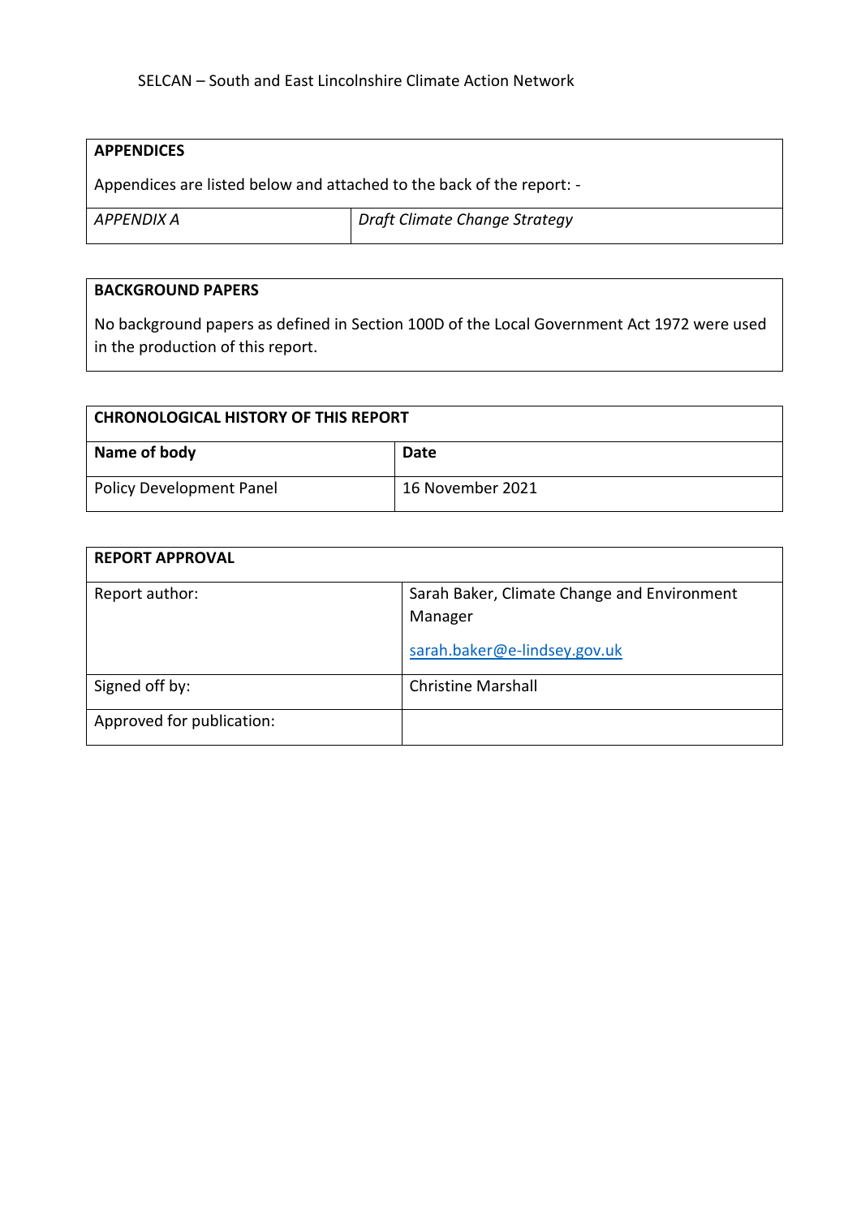SELCAN – South and East Lincolnshire Climate Action Network

| **APPENDICES** | |
|---|---|
| Appendices are listed below and attached to the back of the report: - | |
| *APPENDIX A* | *Draft Climate Change Strategy* |

| **BACKGROUND PAPERS** |
|---|
| No background papers as defined in Section 100D of the Local Government Act 1972 were used in the production of this report. |

| **CHRONOLOGICAL HISTORY OF THIS REPORT** | |
|---|---|
| **Name of body** | **Date** |
| Policy Development Panel | 16 November 2021 |

| **REPORT APPROVAL** | |
|---|---|
| Report author: | Sarah Baker, Climate Change and Environment Manager<br><br>sarah.baker@e-lindsey.gov.uk |
| Signed off by: | Christine Marshall |
| Approved for publication: | |